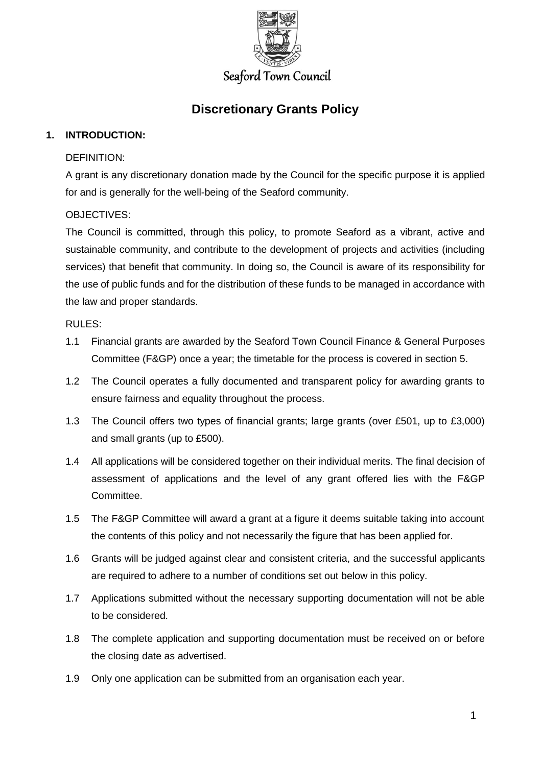Seaford Town Council

# Discretionary Grants Policy

## 1. INTRODUCTION:

DEFINITION:

A grant is any discretionary donation made by the Council for the specific purpose it is applied for and is generally for the well-being of the Seaford community.

OBJECTIVES:

The Council is committed, through this policy, to promote Seaford as a vibrant, active and sustainable community, and contribute to the development of projects and activities (including services) that benefit that community. In doing so, the Council is aware of its responsibility for the use of public funds and for the distribution of these funds to be managed in accordance with the law and proper standards.

RULES:

1.1 Financial grants are awarded by the Seaford Town Council Finance & General Purposes Committee (F&GP) once a year; the timetable for the process is covered in section 5.

1.2 The Council operates a fully documented and transparent policy for awarding grants to ensure fairness and equality throughout the process.

1.3 The Council offers two types of financial grants; large grants (over £501, up to £3,000) and small grants (up to £500).

1.4 All applications will be considered together on their individual merits. The final decision of assessment of applications and the level of any grant offered lies with the F&GP Committee.

1.5 The F&GP Committee will award a grant at a figure it deems suitable taking into account the contents of this policy and not necessarily the figure that has been applied for.

1.6 Grants will be judged against clear and consistent criteria, and the successful applicants are required to adhere to a number of conditions set out below in this policy.

1.7 Applications submitted without the necessary supporting documentation will not be able to be considered.

1.8 The complete application and supporting documentation must be received on or before the closing date as advertised.

1.9 Only one application can be submitted from an organisation each year.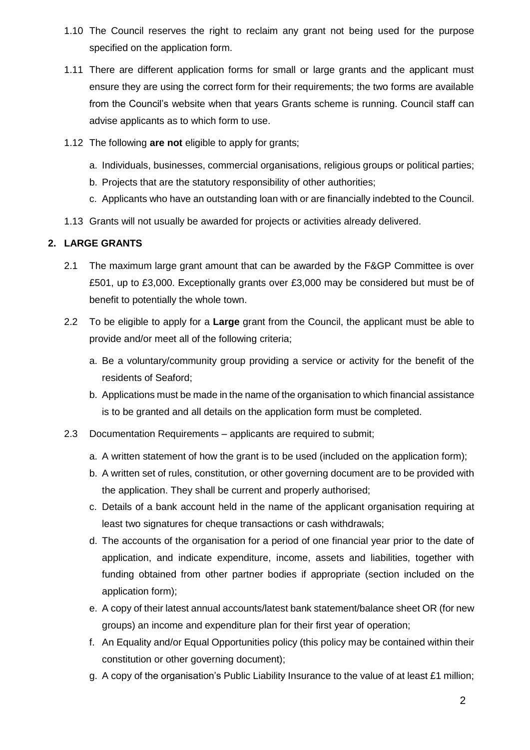1.10 The Council reserves the right to reclaim any grant not being used for the purpose specified on the application form.

1.11 There are different application forms for small or large grants and the applicant must ensure they are using the correct form for their requirements; the two forms are available from the Council's website when that years Grants scheme is running. Council staff can advise applicants as to which form to use.

1.12 The following **are not** eligible to apply for grants;

a. Individuals, businesses, commercial organisations, religious groups or political parties;
b. Projects that are the statutory responsibility of other authorities;
c. Applicants who have an outstanding loan with or are financially indebted to the Council.

1.13 Grants will not usually be awarded for projects or activities already delivered.

## 2. LARGE GRANTS

2.1 The maximum large grant amount that can be awarded by the F&GP Committee is over £501, up to £3,000. Exceptionally grants over £3,000 may be considered but must be of benefit to potentially the whole town.

2.2 To be eligible to apply for a **Large** grant from the Council, the applicant must be able to provide and/or meet all of the following criteria;

a. Be a voluntary/community group providing a service or activity for the benefit of the residents of Seaford;
b. Applications must be made in the name of the organisation to which financial assistance is to be granted and all details on the application form must be completed.

2.3 Documentation Requirements – applicants are required to submit;

a. A written statement of how the grant is to be used (included on the application form);
b. A written set of rules, constitution, or other governing document are to be provided with the application. They shall be current and properly authorised;
c. Details of a bank account held in the name of the applicant organisation requiring at least two signatures for cheque transactions or cash withdrawals;
d. The accounts of the organisation for a period of one financial year prior to the date of application, and indicate expenditure, income, assets and liabilities, together with funding obtained from other partner bodies if appropriate (section included on the application form);
e. A copy of their latest annual accounts/latest bank statement/balance sheet OR (for new groups) an income and expenditure plan for their first year of operation;
f. An Equality and/or Equal Opportunities policy (this policy may be contained within their constitution or other governing document);
g. A copy of the organisation's Public Liability Insurance to the value of at least £1 million;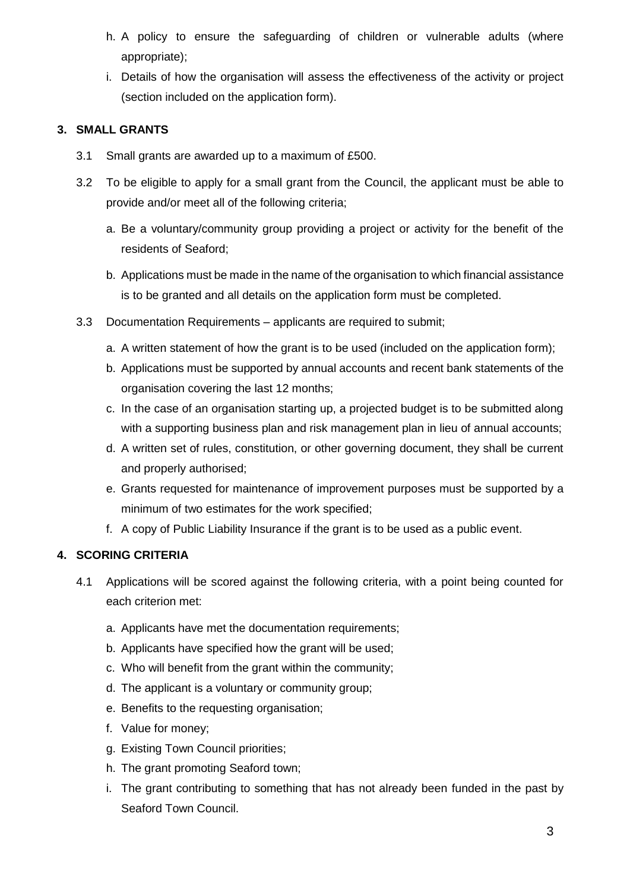h. A policy to ensure the safeguarding of children or vulnerable adults (where appropriate);

i. Details of how the organisation will assess the effectiveness of the activity or project (section included on the application form).

## 3. SMALL GRANTS

3.1 Small grants are awarded up to a maximum of £500.

3.2 To be eligible to apply for a small grant from the Council, the applicant must be able to provide and/or meet all of the following criteria;

a. Be a voluntary/community group providing a project or activity for the benefit of the residents of Seaford;

b. Applications must be made in the name of the organisation to which financial assistance is to be granted and all details on the application form must be completed.

3.3 Documentation Requirements – applicants are required to submit;

a. A written statement of how the grant is to be used (included on the application form);

b. Applications must be supported by annual accounts and recent bank statements of the organisation covering the last 12 months;

c. In the case of an organisation starting up, a projected budget is to be submitted along with a supporting business plan and risk management plan in lieu of annual accounts;

d. A written set of rules, constitution, or other governing document, they shall be current and properly authorised;

e. Grants requested for maintenance of improvement purposes must be supported by a minimum of two estimates for the work specified;

f. A copy of Public Liability Insurance if the grant is to be used as a public event.

## 4. SCORING CRITERIA

4.1 Applications will be scored against the following criteria, with a point being counted for each criterion met:

a. Applicants have met the documentation requirements;

b. Applicants have specified how the grant will be used;

c. Who will benefit from the grant within the community;

d. The applicant is a voluntary or community group;

e. Benefits to the requesting organisation;

f. Value for money;

g. Existing Town Council priorities;

h. The grant promoting Seaford town;

i. The grant contributing to something that has not already been funded in the past by Seaford Town Council.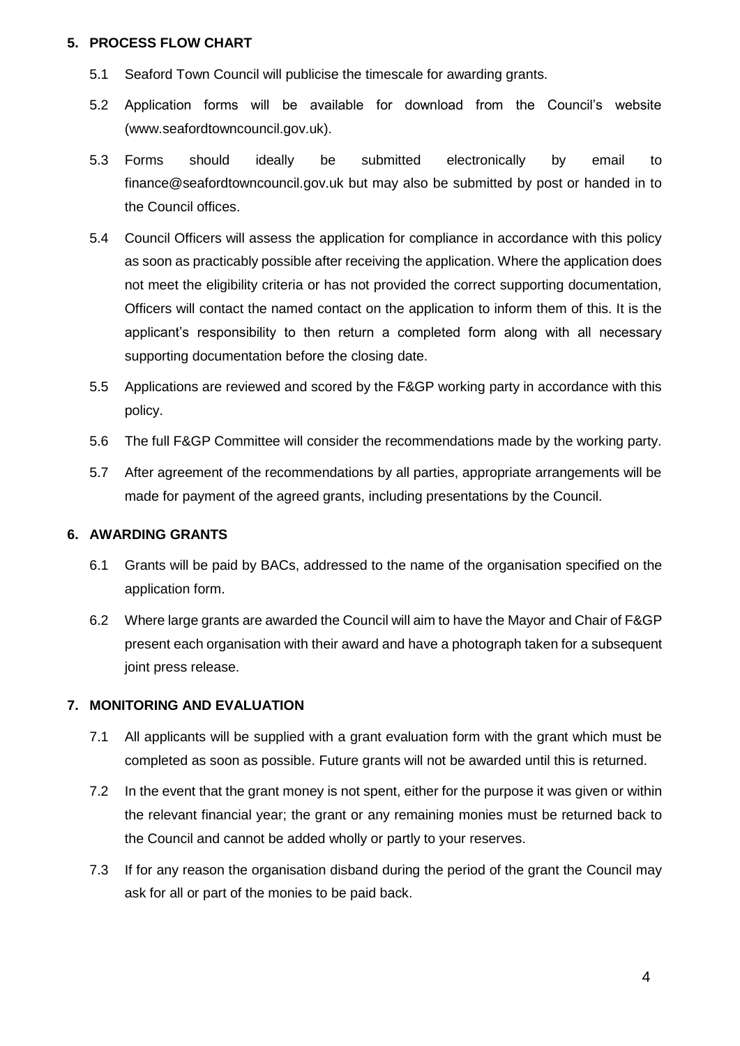## 5. PROCESS FLOW CHART

5.1 Seaford Town Council will publicise the timescale for awarding grants.

5.2 Application forms will be available for download from the Council's website (www.seafordtowncouncil.gov.uk).

5.3 Forms should ideally be submitted electronically by email to finance@seafordtowncouncil.gov.uk but may also be submitted by post or handed in to the Council offices.

5.4 Council Officers will assess the application for compliance in accordance with this policy as soon as practicably possible after receiving the application. Where the application does not meet the eligibility criteria or has not provided the correct supporting documentation, Officers will contact the named contact on the application to inform them of this. It is the applicant's responsibility to then return a completed form along with all necessary supporting documentation before the closing date.

5.5 Applications are reviewed and scored by the F&GP working party in accordance with this policy.

5.6 The full F&GP Committee will consider the recommendations made by the working party.

5.7 After agreement of the recommendations by all parties, appropriate arrangements will be made for payment of the agreed grants, including presentations by the Council.

## 6. AWARDING GRANTS

6.1 Grants will be paid by BACs, addressed to the name of the organisation specified on the application form.

6.2 Where large grants are awarded the Council will aim to have the Mayor and Chair of F&GP present each organisation with their award and have a photograph taken for a subsequent joint press release.

## 7. MONITORING AND EVALUATION

7.1 All applicants will be supplied with a grant evaluation form with the grant which must be completed as soon as possible. Future grants will not be awarded until this is returned.

7.2 In the event that the grant money is not spent, either for the purpose it was given or within the relevant financial year; the grant or any remaining monies must be returned back to the Council and cannot be added wholly or partly to your reserves.

7.3 If for any reason the organisation disband during the period of the grant the Council may ask for all or part of the monies to be paid back.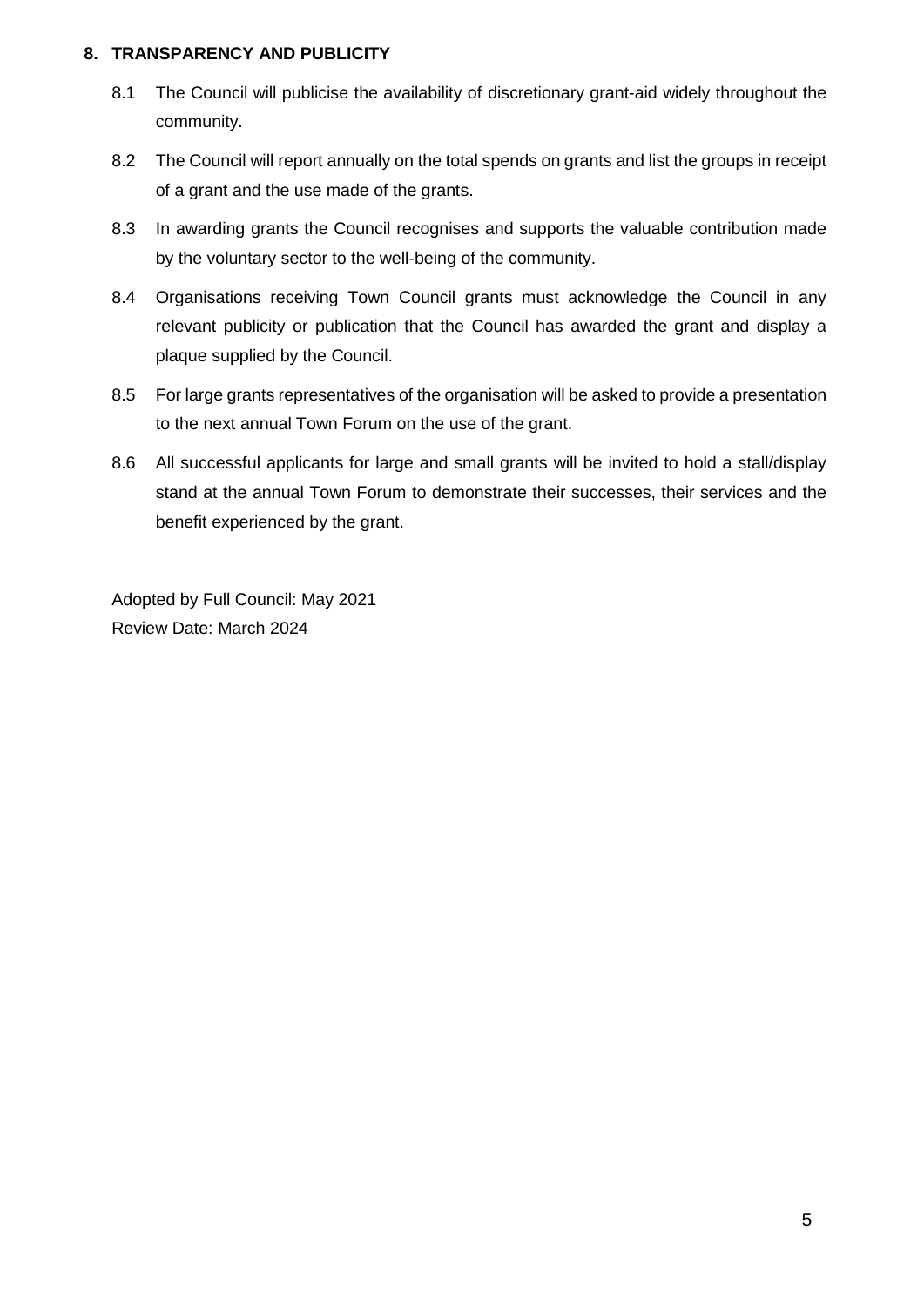## 8. TRANSPARENCY AND PUBLICITY

8.1 The Council will publicise the availability of discretionary grant-aid widely throughout the community.

8.2 The Council will report annually on the total spends on grants and list the groups in receipt of a grant and the use made of the grants.

8.3 In awarding grants the Council recognises and supports the valuable contribution made by the voluntary sector to the well-being of the community.

8.4 Organisations receiving Town Council grants must acknowledge the Council in any relevant publicity or publication that the Council has awarded the grant and display a plaque supplied by the Council.

8.5 For large grants representatives of the organisation will be asked to provide a presentation to the next annual Town Forum on the use of the grant.

8.6 All successful applicants for large and small grants will be invited to hold a stall/display stand at the annual Town Forum to demonstrate their successes, their services and the benefit experienced by the grant.

Adopted by Full Council: May 2021
Review Date: March 2024